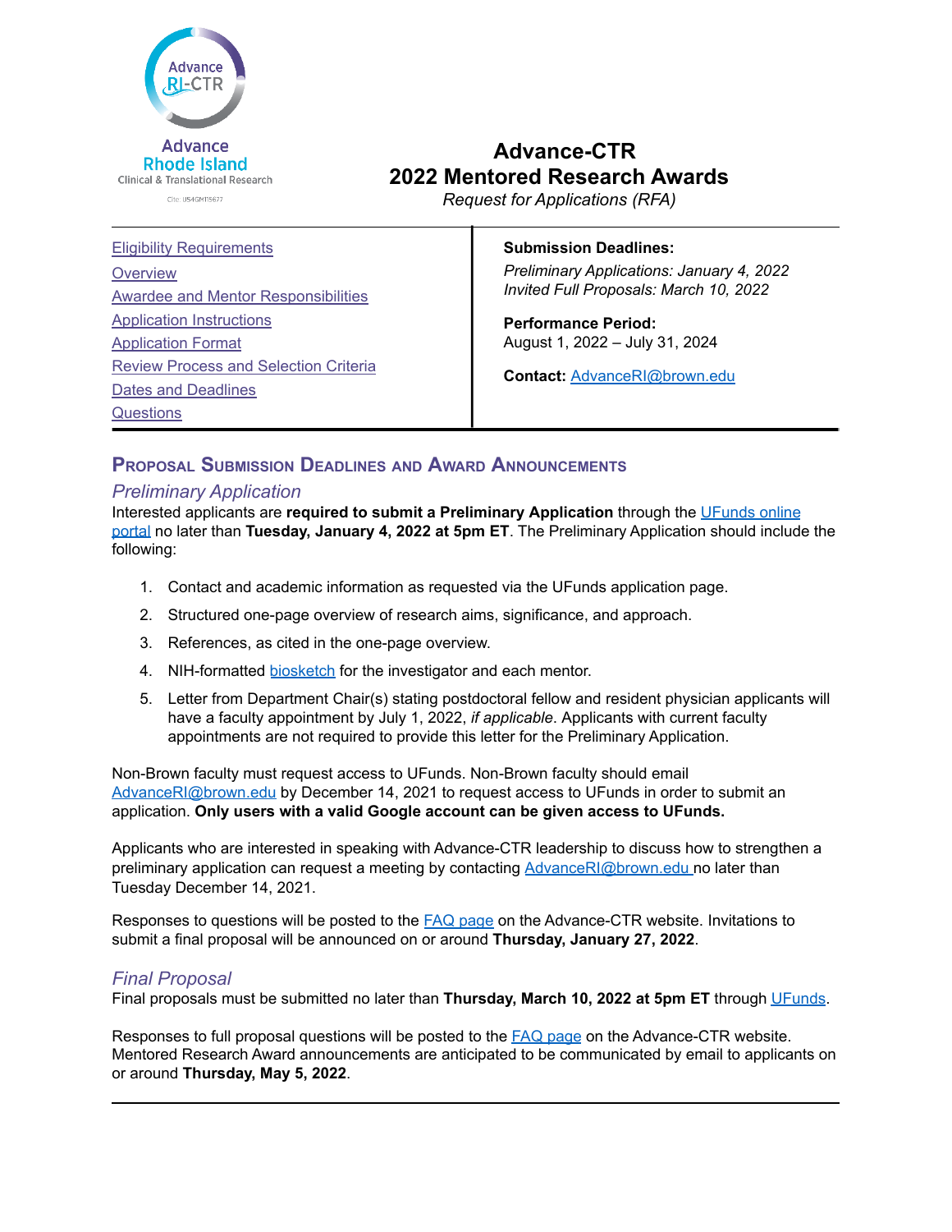Advance RI-CTR

Advance Rhode Island
Clinical & Translational Research

Cite: U54GM115677

# Advance-CTR
# 2022 Mentored Research Awards

*Request for Applications (RFA)*

[Eligibility Requirements](#)
[Overview](#)
[Awardee and Mentor Responsibilities](#)
[Application Instructions](#)
[Application Format](#)
[Review Process and Selection Criteria](#)
[Dates and Deadlines](#)
[Questions](#)

**Submission Deadlines:**

*Preliminary Applications: January 4, 2022*
*Invited Full Proposals: March 10, 2022*

**Performance Period:**
August 1, 2022 – July 31, 2024

**Contact:** AdvanceRI@brown.edu

---

## Proposal Submission Deadlines and Award Announcements

### *Preliminary Application*

Interested applicants are **required to submit a Preliminary Application** through the UFunds online portal no later than **Tuesday, January 4, 2022 at 5pm ET**. The Preliminary Application should include the following:

1. Contact and academic information as requested via the UFunds application page.
2. Structured one-page overview of research aims, significance, and approach.
3. References, as cited in the one-page overview.
4. NIH-formatted biosketch for the investigator and each mentor.
5. Letter from Department Chair(s) stating postdoctoral fellow and resident physician applicants will have a faculty appointment by July 1, 2022, *if applicable*. Applicants with current faculty appointments are not required to provide this letter for the Preliminary Application.

Non-Brown faculty must request access to UFunds. Non-Brown faculty should email AdvanceRI@brown.edu by December 14, 2021 to request access to UFunds in order to submit an application. **Only users with a valid Google account can be given access to UFunds.**

Applicants who are interested in speaking with Advance-CTR leadership to discuss how to strengthen a preliminary application can request a meeting by contacting AdvanceRI@brown.edu no later than Tuesday December 14, 2021.

Responses to questions will be posted to the FAQ page on the Advance-CTR website. Invitations to submit a final proposal will be announced on or around **Thursday, January 27, 2022**.

### *Final Proposal*

Final proposals must be submitted no later than **Thursday, March 10, 2022 at 5pm ET** through UFunds.

Responses to full proposal questions will be posted to the FAQ page on the Advance-CTR website. Mentored Research Award announcements are anticipated to be communicated by email to applicants on or around **Thursday, May 5, 2022**.

---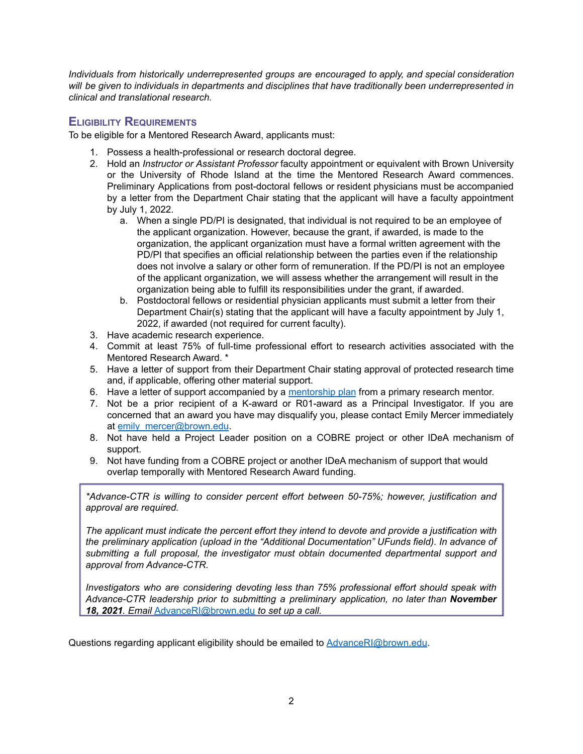*Individuals from historically underrepresented groups are encouraged to apply, and special consideration will be given to individuals in departments and disciplines that have traditionally been underrepresented in clinical and translational research.*

## Eligibility Requirements

To be eligible for a Mentored Research Award, applicants must:

1. Possess a health-professional or research doctoral degree.
2. Hold an *Instructor or Assistant Professor* faculty appointment or equivalent with Brown University or the University of Rhode Island at the time the Mentored Research Award commences. Preliminary Applications from post-doctoral fellows or resident physicians must be accompanied by a letter from the Department Chair stating that the applicant will have a faculty appointment by July 1, 2022.
    a. When a single PD/PI is designated, that individual is not required to be an employee of the applicant organization. However, because the grant, if awarded, is made to the organization, the applicant organization must have a formal written agreement with the PD/PI that specifies an official relationship between the parties even if the relationship does not involve a salary or other form of remuneration. If the PD/PI is not an employee of the applicant organization, we will assess whether the arrangement will result in the organization being able to fulfill its responsibilities under the grant, if awarded.
    b. Postdoctoral fellows or residential physician applicants must submit a letter from their Department Chair(s) stating that the applicant will have a faculty appointment by July 1, 2022, if awarded (not required for current faculty).
3. Have academic research experience.
4. Commit at least 75% of full-time professional effort to research activities associated with the Mentored Research Award. *
5. Have a letter of support from their Department Chair stating approval of protected research time and, if applicable, offering other material support.
6. Have a letter of support accompanied by a [mentorship plan]() from a primary research mentor.
7. Not be a prior recipient of a K-award or R01-award as a Principal Investigator. If you are concerned that an award you have may disqualify you, please contact Emily Mercer immediately at [emily_mercer@brown.edu]().
8. Not have held a Project Leader position on a COBRE project or other IDeA mechanism of support.
9. Not have funding from a COBRE project or another IDeA mechanism of support that would overlap temporally with Mentored Research Award funding.

> *\*Advance-CTR is willing to consider percent effort between 50-75%; however, justification and approval are required.*
>
> *The applicant must indicate the percent effort they intend to devote and provide a justification with the preliminary application (upload in the "Additional Documentation" UFunds field). In advance of submitting a full proposal, the investigator must obtain documented departmental support and approval from Advance-CTR.*
>
> *Investigators who are considering devoting less than 75% professional effort should speak with Advance-CTR leadership prior to submitting a preliminary application, no later than **November 18, 2021**. Email [AdvanceRI@brown.edu]() to set up a call.*

Questions regarding applicant eligibility should be emailed to [AdvanceRI@brown.edu]().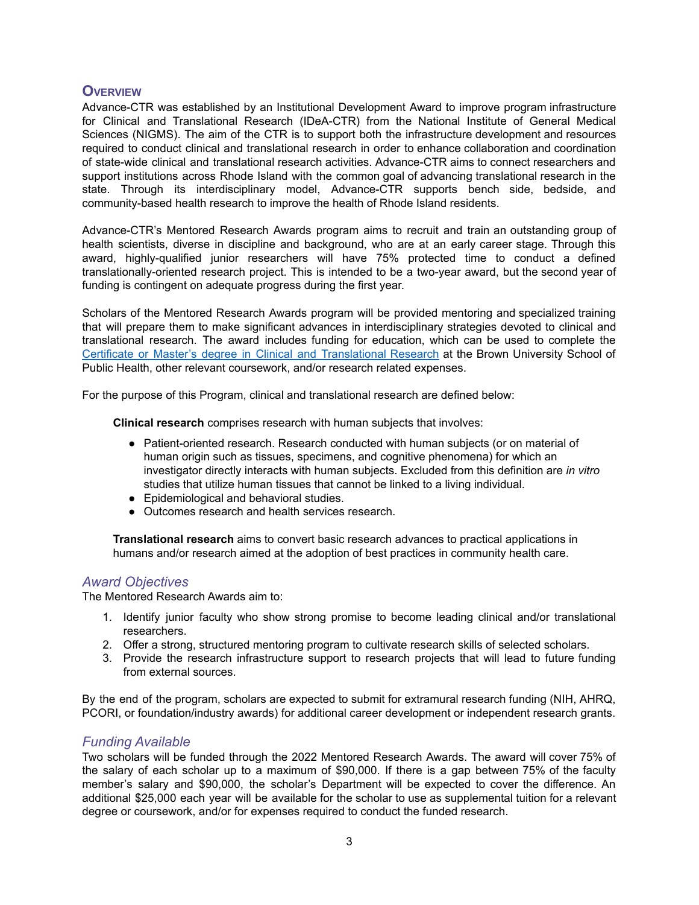## Overview

Advance-CTR was established by an Institutional Development Award to improve program infrastructure for Clinical and Translational Research (IDeA-CTR) from the National Institute of General Medical Sciences (NIGMS). The aim of the CTR is to support both the infrastructure development and resources required to conduct clinical and translational research in order to enhance collaboration and coordination of state-wide clinical and translational research activities. Advance-CTR aims to connect researchers and support institutions across Rhode Island with the common goal of advancing translational research in the state. Through its interdisciplinary model, Advance-CTR supports bench side, bedside, and community-based health research to improve the health of Rhode Island residents.

Advance-CTR's Mentored Research Awards program aims to recruit and train an outstanding group of health scientists, diverse in discipline and background, who are at an early career stage. Through this award, highly-qualified junior researchers will have 75% protected time to conduct a defined translationally-oriented research project. This is intended to be a two-year award, but the second year of funding is contingent on adequate progress during the first year.

Scholars of the Mentored Research Awards program will be provided mentoring and specialized training that will prepare them to make significant advances in interdisciplinary strategies devoted to clinical and translational research. The award includes funding for education, which can be used to complete the Certificate or Master's degree in Clinical and Translational Research at the Brown University School of Public Health, other relevant coursework, and/or research related expenses.

For the purpose of this Program, clinical and translational research are defined below:

**Clinical research** comprises research with human subjects that involves:

- Patient-oriented research. Research conducted with human subjects (or on material of human origin such as tissues, specimens, and cognitive phenomena) for which an investigator directly interacts with human subjects. Excluded from this definition are *in vitro* studies that utilize human tissues that cannot be linked to a living individual.
- Epidemiological and behavioral studies.
- Outcomes research and health services research.

**Translational research** aims to convert basic research advances to practical applications in humans and/or research aimed at the adoption of best practices in community health care.

### *Award Objectives*

The Mentored Research Awards aim to:

1. Identify junior faculty who show strong promise to become leading clinical and/or translational researchers.
2. Offer a strong, structured mentoring program to cultivate research skills of selected scholars.
3. Provide the research infrastructure support to research projects that will lead to future funding from external sources.

By the end of the program, scholars are expected to submit for extramural research funding (NIH, AHRQ, PCORI, or foundation/industry awards) for additional career development or independent research grants.

### *Funding Available*

Two scholars will be funded through the 2022 Mentored Research Awards. The award will cover 75% of the salary of each scholar up to a maximum of $90,000. If there is a gap between 75% of the faculty member's salary and $90,000, the scholar's Department will be expected to cover the difference. An additional $25,000 each year will be available for the scholar to use as supplemental tuition for a relevant degree or coursework, and/or for expenses required to conduct the funded research.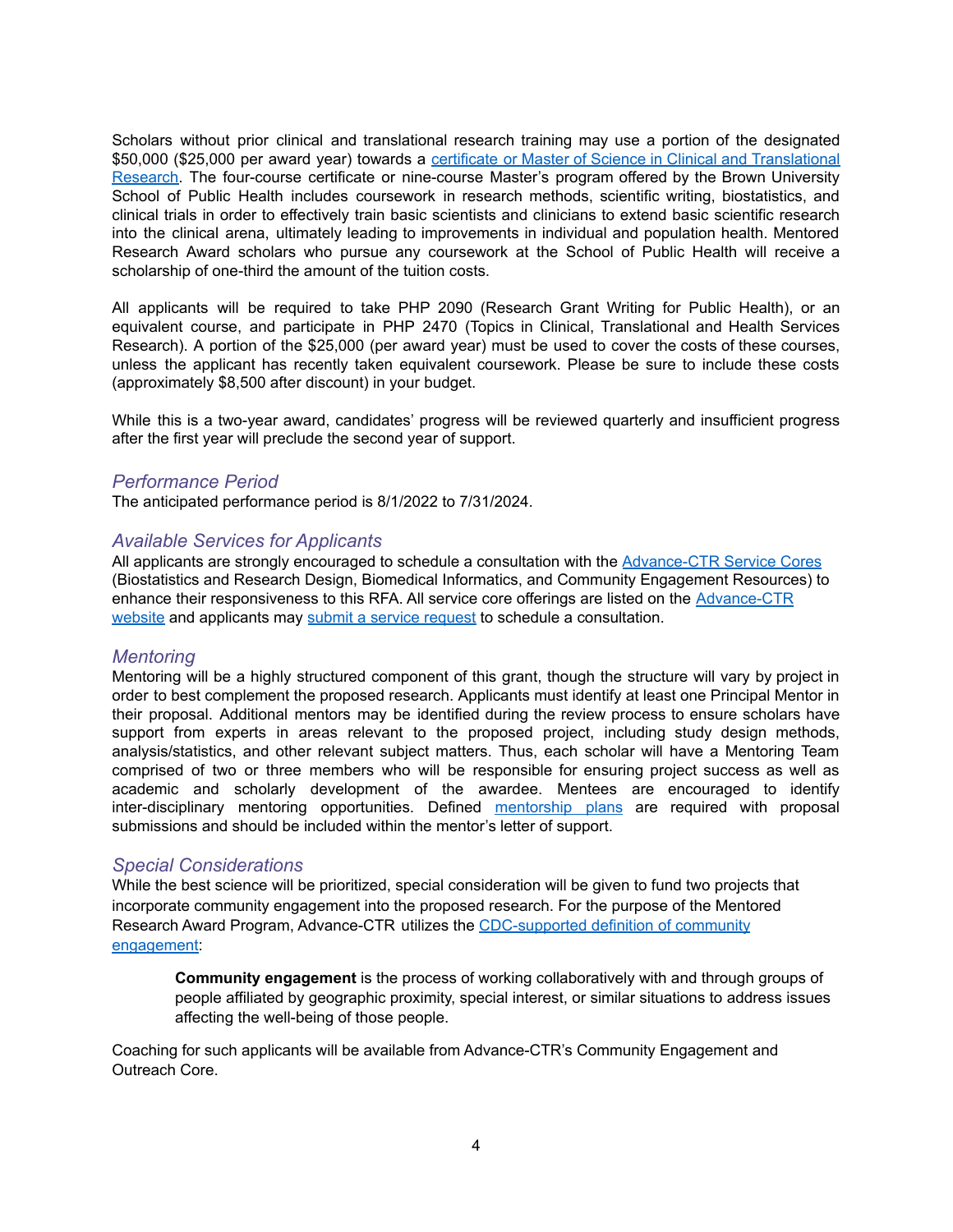Scholars without prior clinical and translational research training may use a portion of the designated $50,000 ($25,000 per award year) towards a [certificate or Master of Science in Clinical and Translational Research](). The four-course certificate or nine-course Master's program offered by the Brown University School of Public Health includes coursework in research methods, scientific writing, biostatistics, and clinical trials in order to effectively train basic scientists and clinicians to extend basic scientific research into the clinical arena, ultimately leading to improvements in individual and population health. Mentored Research Award scholars who pursue any coursework at the School of Public Health will receive a scholarship of one-third the amount of the tuition costs.

All applicants will be required to take PHP 2090 (Research Grant Writing for Public Health), or an equivalent course, and participate in PHP 2470 (Topics in Clinical, Translational and Health Services Research). A portion of the $25,000 (per award year) must be used to cover the costs of these courses, unless the applicant has recently taken equivalent coursework. Please be sure to include these costs (approximately $8,500 after discount) in your budget.

While this is a two-year award, candidates' progress will be reviewed quarterly and insufficient progress after the first year will preclude the second year of support.

### *Performance Period*

The anticipated performance period is 8/1/2022 to 7/31/2024.

### *Available Services for Applicants*

All applicants are strongly encouraged to schedule a consultation with the [Advance-CTR Service Cores]() (Biostatistics and Research Design, Biomedical Informatics, and Community Engagement Resources) to enhance their responsiveness to this RFA. All service core offerings are listed on the [Advance-CTR website]() and applicants may [submit a service request]() to schedule a consultation.

### *Mentoring*

Mentoring will be a highly structured component of this grant, though the structure will vary by project in order to best complement the proposed research. Applicants must identify at least one Principal Mentor in their proposal. Additional mentors may be identified during the review process to ensure scholars have support from experts in areas relevant to the proposed project, including study design methods, analysis/statistics, and other relevant subject matters. Thus, each scholar will have a Mentoring Team comprised of two or three members who will be responsible for ensuring project success as well as academic and scholarly development of the awardee. Mentees are encouraged to identify inter-disciplinary mentoring opportunities. Defined [mentorship plans]() are required with proposal submissions and should be included within the mentor's letter of support.

### *Special Considerations*

While the best science will be prioritized, special consideration will be given to fund two projects that incorporate community engagement into the proposed research. For the purpose of the Mentored Research Award Program, Advance-CTR utilizes the [CDC-supported definition of community engagement]():

> **Community engagement** is the process of working collaboratively with and through groups of people affiliated by geographic proximity, special interest, or similar situations to address issues affecting the well-being of those people.

Coaching for such applicants will be available from Advance-CTR's Community Engagement and Outreach Core.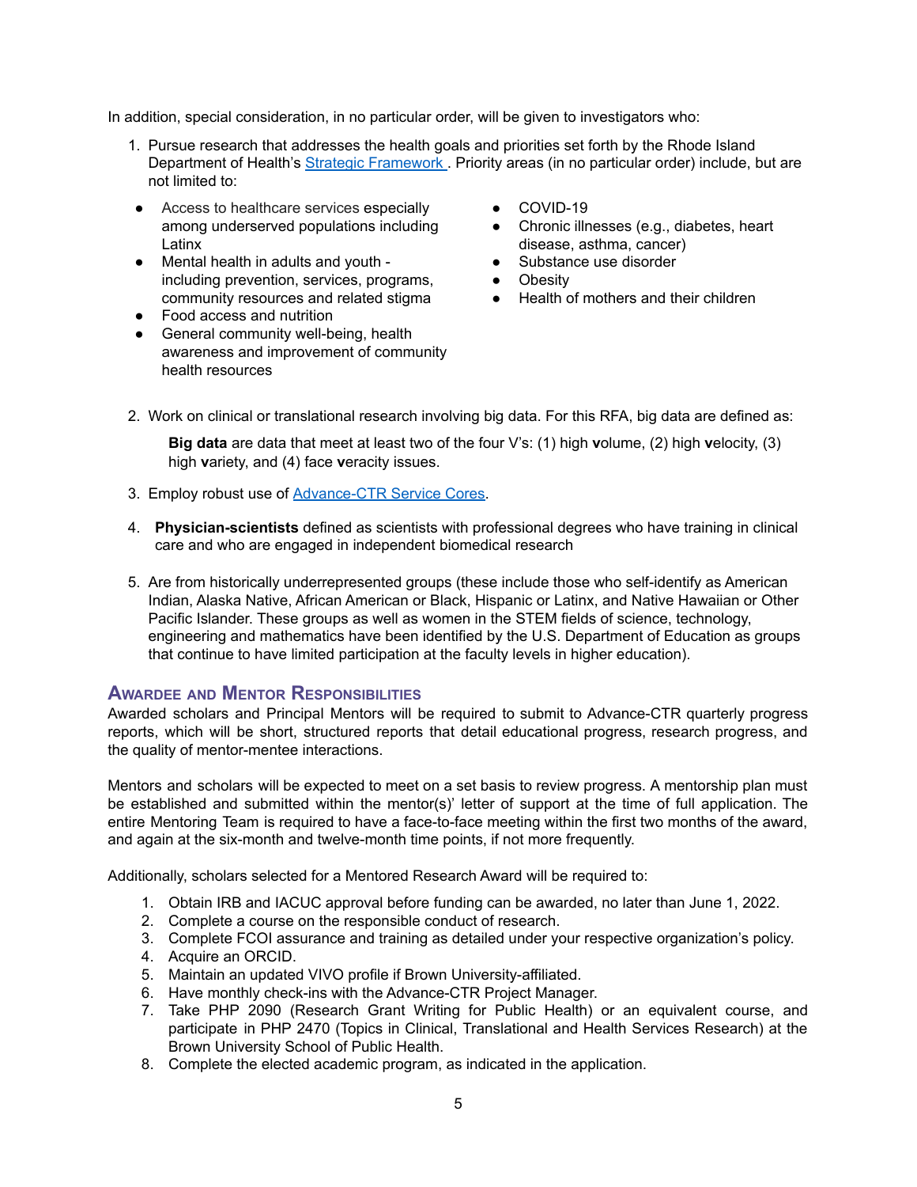In addition, special consideration, in no particular order, will be given to investigators who:

1. Pursue research that addresses the health goals and priorities set forth by the Rhode Island Department of Health's [Strategic Framework](). Priority areas (in no particular order) include, but are not limited to:

- Access to healthcare services especially among underserved populations including Latinx
- Mental health in adults and youth - including prevention, services, programs, community resources and related stigma
- Food access and nutrition
- General community well-being, health awareness and improvement of community health resources
- COVID-19
- Chronic illnesses (e.g., diabetes, heart disease, asthma, cancer)
- Substance use disorder
- Obesity
- Health of mothers and their children

2. Work on clinical or translational research involving big data. For this RFA, big data are defined as:

   **Big data** are data that meet at least two of the four V's: (1) high **v**olume, (2) high **v**elocity, (3) high **v**ariety, and (4) face **v**eracity issues.

3. Employ robust use of [Advance-CTR Service Cores]().

4. **Physician-scientists** defined as scientists with professional degrees who have training in clinical care and who are engaged in independent biomedical research

5. Are from historically underrepresented groups (these include those who self-identify as American Indian, Alaska Native, African American or Black, Hispanic or Latinx, and Native Hawaiian or Other Pacific Islander. These groups as well as women in the STEM fields of science, technology, engineering and mathematics have been identified by the U.S. Department of Education as groups that continue to have limited participation at the faculty levels in higher education).

## Awardee and Mentor Responsibilities

Awarded scholars and Principal Mentors will be required to submit to Advance-CTR quarterly progress reports, which will be short, structured reports that detail educational progress, research progress, and the quality of mentor-mentee interactions.

Mentors and scholars will be expected to meet on a set basis to review progress. A mentorship plan must be established and submitted within the mentor(s)' letter of support at the time of full application. The entire Mentoring Team is required to have a face-to-face meeting within the first two months of the award, and again at the six-month and twelve-month time points, if not more frequently.

Additionally, scholars selected for a Mentored Research Award will be required to:

1. Obtain IRB and IACUC approval before funding can be awarded, no later than June 1, 2022.
2. Complete a course on the responsible conduct of research.
3. Complete FCOI assurance and training as detailed under your respective organization's policy.
4. Acquire an ORCID.
5. Maintain an updated VIVO profile if Brown University-affiliated.
6. Have monthly check-ins with the Advance-CTR Project Manager.
7. Take PHP 2090 (Research Grant Writing for Public Health) or an equivalent course, and participate in PHP 2470 (Topics in Clinical, Translational and Health Services Research) at the Brown University School of Public Health.
8. Complete the elected academic program, as indicated in the application.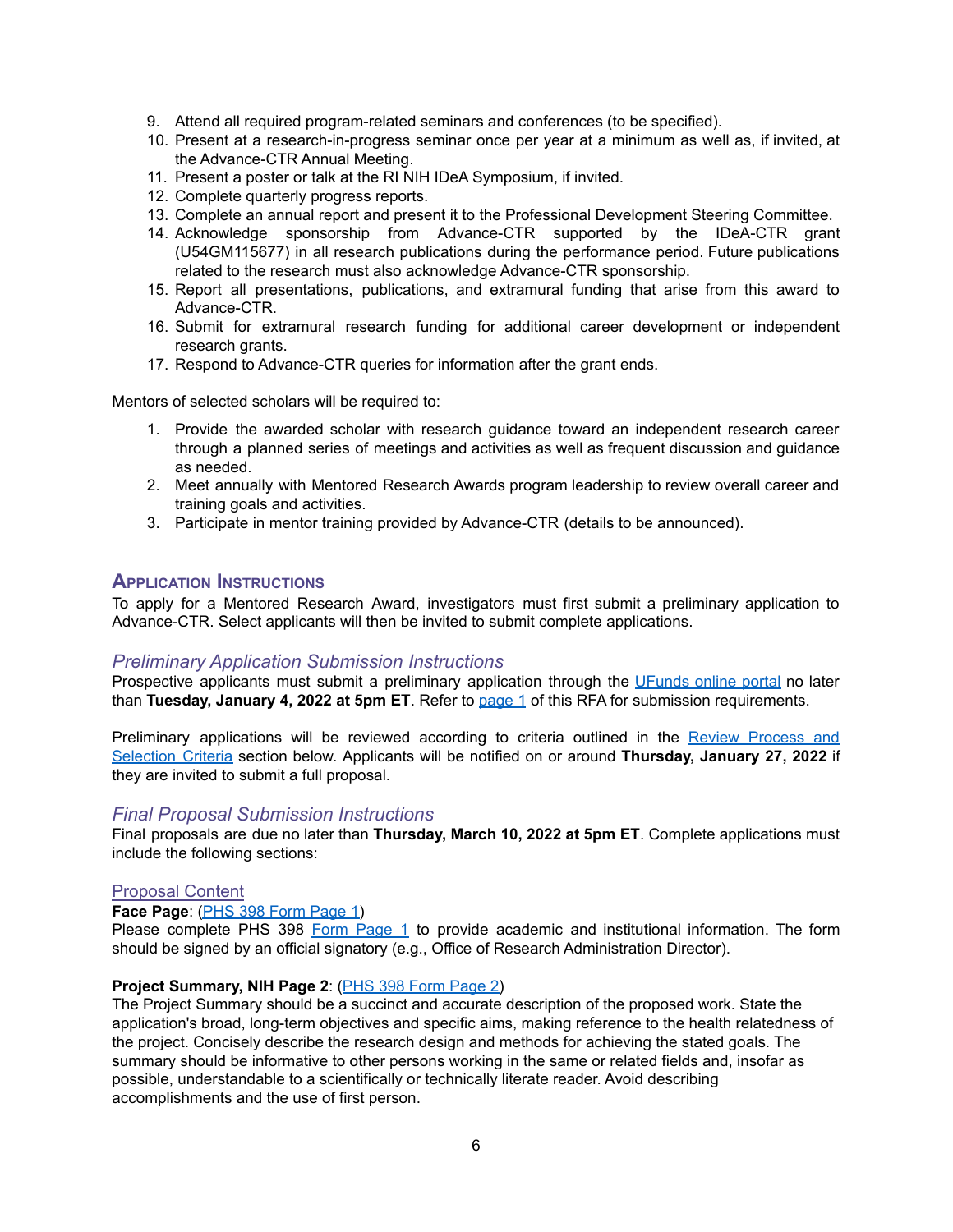9. Attend all required program-related seminars and conferences (to be specified).
10. Present at a research-in-progress seminar once per year at a minimum as well as, if invited, at the Advance-CTR Annual Meeting.
11. Present a poster or talk at the RI NIH IDeA Symposium, if invited.
12. Complete quarterly progress reports.
13. Complete an annual report and present it to the Professional Development Steering Committee.
14. Acknowledge sponsorship from Advance-CTR supported by the IDeA-CTR grant (U54GM115677) in all research publications during the performance period. Future publications related to the research must also acknowledge Advance-CTR sponsorship.
15. Report all presentations, publications, and extramural funding that arise from this award to Advance-CTR.
16. Submit for extramural research funding for additional career development or independent research grants.
17. Respond to Advance-CTR queries for information after the grant ends.

Mentors of selected scholars will be required to:

1. Provide the awarded scholar with research guidance toward an independent research career through a planned series of meetings and activities as well as frequent discussion and guidance as needed.
2. Meet annually with Mentored Research Awards program leadership to review overall career and training goals and activities.
3. Participate in mentor training provided by Advance-CTR (details to be announced).

## Application Instructions

To apply for a Mentored Research Award, investigators must first submit a preliminary application to Advance-CTR. Select applicants will then be invited to submit complete applications.

### *Preliminary Application Submission Instructions*

Prospective applicants must submit a preliminary application through the UFunds online portal no later than **Tuesday, January 4, 2022 at 5pm ET**. Refer to page 1 of this RFA for submission requirements.

Preliminary applications will be reviewed according to criteria outlined in the Review Process and Selection Criteria section below. Applicants will be notified on or around **Thursday, January 27, 2022** if they are invited to submit a full proposal.

### *Final Proposal Submission Instructions*

Final proposals are due no later than **Thursday, March 10, 2022 at 5pm ET**. Complete applications must include the following sections:

#### Proposal Content

**Face Page**: (PHS 398 Form Page 1)
Please complete PHS 398 Form Page 1 to provide academic and institutional information. The form should be signed by an official signatory (e.g., Office of Research Administration Director).

**Project Summary, NIH Page 2**: (PHS 398 Form Page 2)
The Project Summary should be a succinct and accurate description of the proposed work. State the application's broad, long-term objectives and specific aims, making reference to the health relatedness of the project. Concisely describe the research design and methods for achieving the stated goals. The summary should be informative to other persons working in the same or related fields and, insofar as possible, understandable to a scientifically or technically literate reader. Avoid describing accomplishments and the use of first person.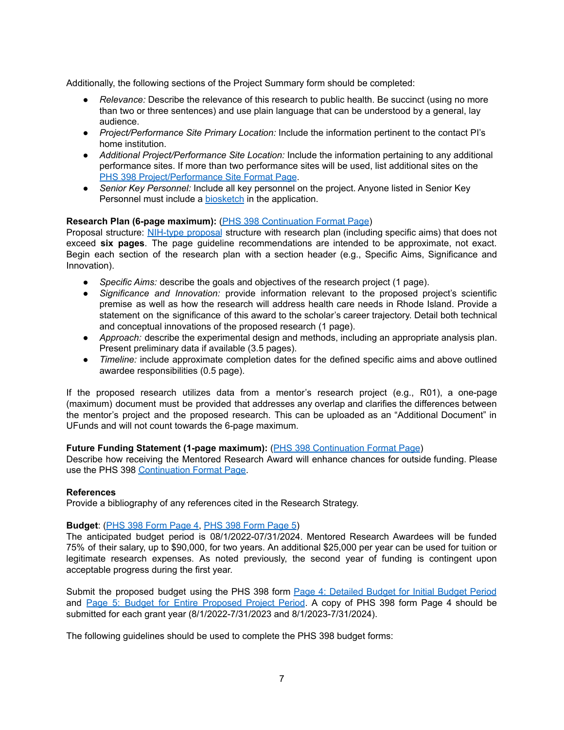Additionally, the following sections of the Project Summary form should be completed:

- *Relevance:* Describe the relevance of this research to public health. Be succinct (using no more than two or three sentences) and use plain language that can be understood by a general, lay audience.
- *Project/Performance Site Primary Location:* Include the information pertinent to the contact PI's home institution.
- *Additional Project/Performance Site Location:* Include the information pertaining to any additional performance sites. If more than two performance sites will be used, list additional sites on the [PHS 398 Project/Performance Site Format Page](#).
- *Senior Key Personnel:* Include all key personnel on the project. Anyone listed in Senior Key Personnel must include a [biosketch](#) in the application.

**Research Plan (6-page maximum):** ([PHS 398 Continuation Format Page](#))
Proposal structure: [NIH-type proposal](#) structure with research plan (including specific aims) that does not exceed **six pages**. The page guideline recommendations are intended to be approximate, not exact. Begin each section of the research plan with a section header (e.g., Specific Aims, Significance and Innovation).

- *Specific Aims:* describe the goals and objectives of the research project (1 page).
- *Significance and Innovation:* provide information relevant to the proposed project's scientific premise as well as how the research will address health care needs in Rhode Island. Provide a statement on the significance of this award to the scholar's career trajectory. Detail both technical and conceptual innovations of the proposed research (1 page).
- *Approach:* describe the experimental design and methods, including an appropriate analysis plan. Present preliminary data if available (3.5 pages).
- *Timeline:* include approximate completion dates for the defined specific aims and above outlined awardee responsibilities (0.5 page).

If the proposed research utilizes data from a mentor's research project (e.g., R01), a one-page (maximum) document must be provided that addresses any overlap and clarifies the differences between the mentor's project and the proposed research. This can be uploaded as an "Additional Document" in UFunds and will not count towards the 6-page maximum.

**Future Funding Statement (1-page maximum):** ([PHS 398 Continuation Format Page](#))
Describe how receiving the Mentored Research Award will enhance chances for outside funding. Please use the PHS 398 [Continuation Format Page](#).

**References**
Provide a bibliography of any references cited in the Research Strategy.

**Budget**: ([PHS 398 Form Page 4](#), [PHS 398 Form Page 5](#))
The anticipated budget period is 08/1/2022-07/31/2024. Mentored Research Awardees will be funded 75% of their salary, up to $90,000, for two years. An additional $25,000 per year can be used for tuition or legitimate research expenses. As noted previously, the second year of funding is contingent upon acceptable progress during the first year.

Submit the proposed budget using the PHS 398 form [Page 4: Detailed Budget for Initial Budget Period](#) and [Page 5: Budget for Entire Proposed Project Period](#). A copy of PHS 398 form Page 4 should be submitted for each grant year (8/1/2022-7/31/2023 and 8/1/2023-7/31/2024).

The following guidelines should be used to complete the PHS 398 budget forms: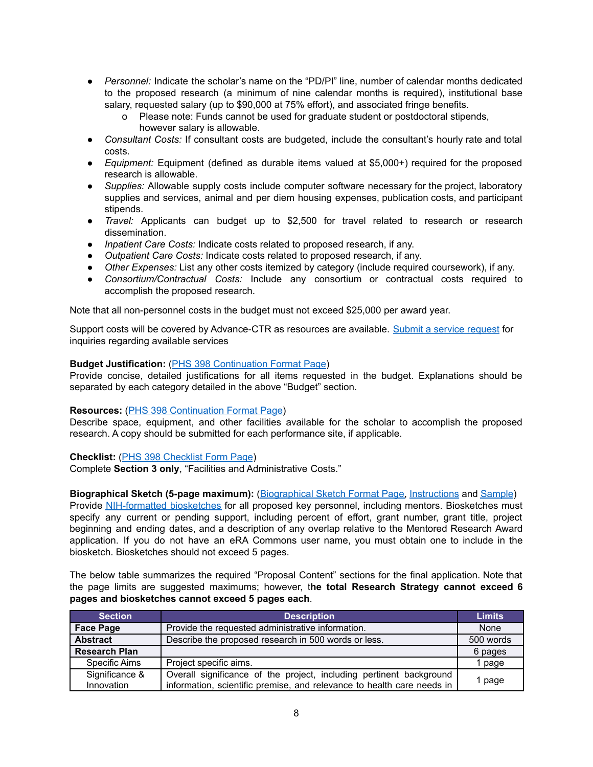- *Personnel:* Indicate the scholar's name on the "PD/PI" line, number of calendar months dedicated to the proposed research (a minimum of nine calendar months is required), institutional base salary, requested salary (up to $90,000 at 75% effort), and associated fringe benefits.
  - Please note: Funds cannot be used for graduate student or postdoctoral stipends, however salary is allowable.
- *Consultant Costs:* If consultant costs are budgeted, include the consultant's hourly rate and total costs.
- *Equipment:* Equipment (defined as durable items valued at $5,000+) required for the proposed research is allowable.
- *Supplies:* Allowable supply costs include computer software necessary for the project, laboratory supplies and services, animal and per diem housing expenses, publication costs, and participant stipends.
- *Travel:* Applicants can budget up to $2,500 for travel related to research or research dissemination.
- *Inpatient Care Costs:* Indicate costs related to proposed research, if any.
- *Outpatient Care Costs:* Indicate costs related to proposed research, if any.
- *Other Expenses:* List any other costs itemized by category (include required coursework), if any.
- *Consortium/Contractual Costs:* Include any consortium or contractual costs required to accomplish the proposed research.

Note that all non-personnel costs in the budget must not exceed $25,000 per award year.

Support costs will be covered by Advance-CTR as resources are available. [Submit a service request]() for inquiries regarding available services

**Budget Justification:** ([PHS 398 Continuation Format Page]())
Provide concise, detailed justifications for all items requested in the budget. Explanations should be separated by each category detailed in the above "Budget" section.

**Resources:** ([PHS 398 Continuation Format Page]())
Describe space, equipment, and other facilities available for the scholar to accomplish the proposed research. A copy should be submitted for each performance site, if applicable.

**Checklist:** ([PHS 398 Checklist Form Page]())
Complete **Section 3 only**, "Facilities and Administrative Costs."

**Biographical Sketch (5-page maximum):** ([Biographical Sketch Format Page](), [Instructions]() and [Sample]())
Provide [NIH-formatted biosketches]() for all proposed key personnel, including mentors. Biosketches must specify any current or pending support, including percent of effort, grant number, grant title, project beginning and ending dates, and a description of any overlap relative to the Mentored Research Award application. If you do not have an eRA Commons user name, you must obtain one to include in the biosketch. Biosketches should not exceed 5 pages.

The below table summarizes the required "Proposal Content" sections for the final application. Note that the page limits are suggested maximums; however, t**he total Research Strategy cannot exceed 6 pages and biosketches cannot exceed 5 pages each**.

| Section | Description | Limits |
|---|---|---|
| **Face Page** | Provide the requested administrative information. | None |
| **Abstract** | Describe the proposed research in 500 words or less. | 500 words |
| **Research Plan** | | 6 pages |
| Specific Aims | Project specific aims. | 1 page |
| Significance & Innovation | Overall significance of the project, including pertinent background information, scientific premise, and relevance to health care needs in | 1 page |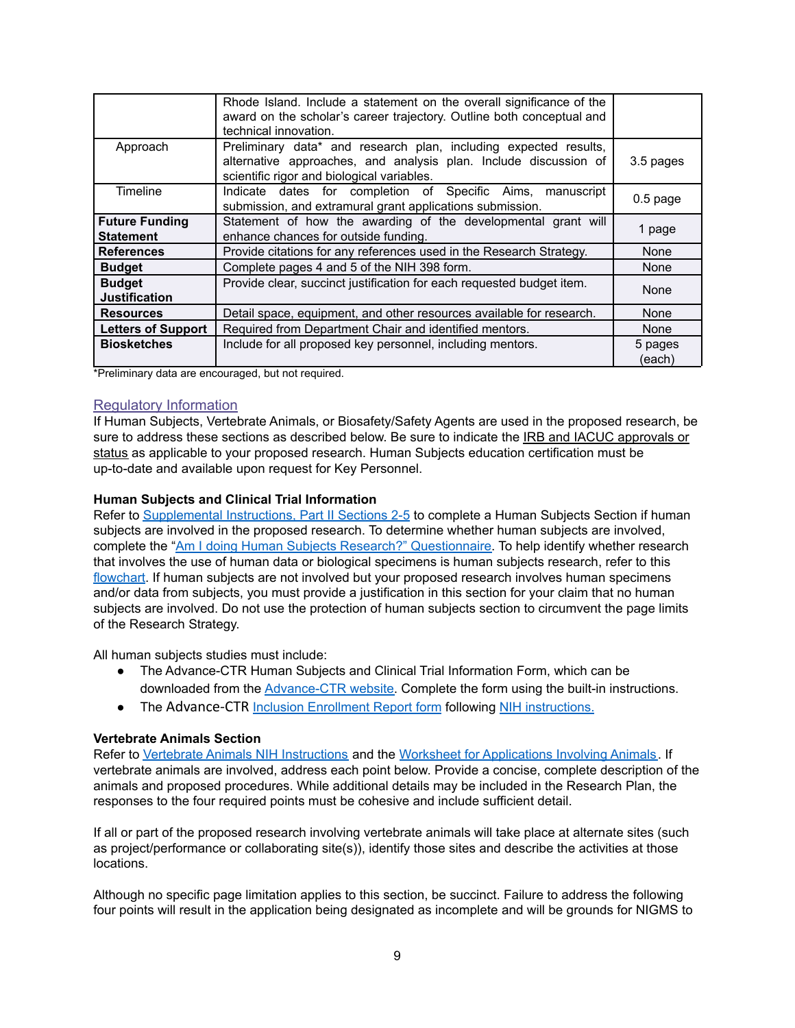| | | |
|---|---|---|
| | Rhode Island. Include a statement on the overall significance of the award on the scholar's career trajectory. Outline both conceptual and technical innovation. | |
| Approach | Preliminary data* and research plan, including expected results, alternative approaches, and analysis plan. Include discussion of scientific rigor and biological variables. | 3.5 pages |
| Timeline | Indicate dates for completion of Specific Aims, manuscript submission, and extramural grant applications submission. | 0.5 page |
| **Future Funding Statement** | Statement of how the awarding of the developmental grant will enhance chances for outside funding. | 1 page |
| **References** | Provide citations for any references used in the Research Strategy. | None |
| **Budget** | Complete pages 4 and 5 of the NIH 398 form. | None |
| **Budget Justification** | Provide clear, succinct justification for each requested budget item. | None |
| **Resources** | Detail space, equipment, and other resources available for research. | None |
| **Letters of Support** | Required from Department Chair and identified mentors. | None |
| **Biosketches** | Include for all proposed key personnel, including mentors. | 5 pages (each) |

*Preliminary data are encouraged, but not required.

## Regulatory Information

If Human Subjects, Vertebrate Animals, or Biosafety/Safety Agents are used in the proposed research, be sure to address these sections as described below. Be sure to indicate the IRB and IACUC approvals or status as applicable to your proposed research. Human Subjects education certification must be up-to-date and available upon request for Key Personnel.

**Human Subjects and Clinical Trial Information**

Refer to Supplemental Instructions, Part II Sections 2-5 to complete a Human Subjects Section if human subjects are involved in the proposed research. To determine whether human subjects are involved, complete the "Am I doing Human Subjects Research?" Questionnaire. To help identify whether research that involves the use of human data or biological specimens is human subjects research, refer to this flowchart. If human subjects are not involved but your proposed research involves human specimens and/or data from subjects, you must provide a justification in this section for your claim that no human subjects are involved. Do not use the protection of human subjects section to circumvent the page limits of the Research Strategy.

All human subjects studies must include:

- The Advance-CTR Human Subjects and Clinical Trial Information Form, which can be downloaded from the Advance-CTR website. Complete the form using the built-in instructions.
- The Advance-CTR Inclusion Enrollment Report form following NIH instructions.

**Vertebrate Animals Section**

Refer to Vertebrate Animals NIH Instructions and the Worksheet for Applications Involving Animals. If vertebrate animals are involved, address each point below. Provide a concise, complete description of the animals and proposed procedures. While additional details may be included in the Research Plan, the responses to the four required points must be cohesive and include sufficient detail.

If all or part of the proposed research involving vertebrate animals will take place at alternate sites (such as project/performance or collaborating site(s)), identify those sites and describe the activities at those locations.

Although no specific page limitation applies to this section, be succinct. Failure to address the following four points will result in the application being designated as incomplete and will be grounds for NIGMS to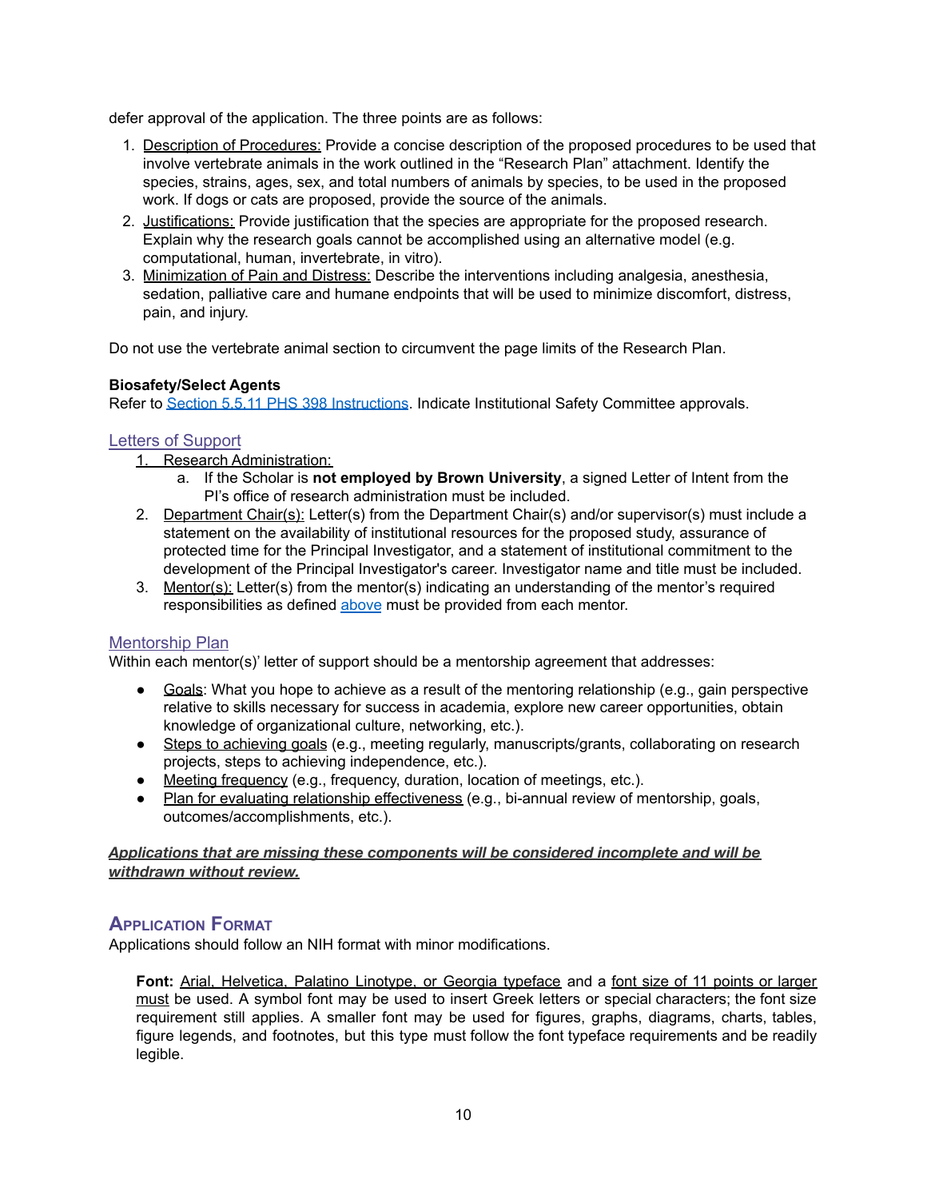defer approval of the application. The three points are as follows:

1. Description of Procedures: Provide a concise description of the proposed procedures to be used that involve vertebrate animals in the work outlined in the "Research Plan" attachment. Identify the species, strains, ages, sex, and total numbers of animals by species, to be used in the proposed work. If dogs or cats are proposed, provide the source of the animals.
2. Justifications: Provide justification that the species are appropriate for the proposed research. Explain why the research goals cannot be accomplished using an alternative model (e.g. computational, human, invertebrate, in vitro).
3. Minimization of Pain and Distress: Describe the interventions including analgesia, anesthesia, sedation, palliative care and humane endpoints that will be used to minimize discomfort, distress, pain, and injury.

Do not use the vertebrate animal section to circumvent the page limits of the Research Plan.

**Biosafety/Select Agents**
Refer to [Section 5.5.11 PHS 398 Instructions](). Indicate Institutional Safety Committee approvals.

### Letters of Support

1. Research Administration:
   a. If the Scholar is **not employed by Brown University**, a signed Letter of Intent from the PI's office of research administration must be included.
2. Department Chair(s): Letter(s) from the Department Chair(s) and/or supervisor(s) must include a statement on the availability of institutional resources for the proposed study, assurance of protected time for the Principal Investigator, and a statement of institutional commitment to the development of the Principal Investigator's career. Investigator name and title must be included.
3. Mentor(s): Letter(s) from the mentor(s) indicating an understanding of the mentor's required responsibilities as defined [above]() must be provided from each mentor.

### Mentorship Plan

Within each mentor(s)' letter of support should be a mentorship agreement that addresses:

- Goals: What you hope to achieve as a result of the mentoring relationship (e.g., gain perspective relative to skills necessary for success in academia, explore new career opportunities, obtain knowledge of organizational culture, networking, etc.).
- Steps to achieving goals (e.g., meeting regularly, manuscripts/grants, collaborating on research projects, steps to achieving independence, etc.).
- Meeting frequency (e.g., frequency, duration, location of meetings, etc.).
- Plan for evaluating relationship effectiveness (e.g., bi-annual review of mentorship, goals, outcomes/accomplishments, etc.).

***Applications that are missing these components will be considered incomplete and will be withdrawn without review.***

## Application Format

Applications should follow an NIH format with minor modifications.

**Font:** Arial, Helvetica, Palatino Linotype, or Georgia typeface and a font size of 11 points or larger must be used. A symbol font may be used to insert Greek letters or special characters; the font size requirement still applies. A smaller font may be used for figures, graphs, diagrams, charts, tables, figure legends, and footnotes, but this type must follow the font typeface requirements and be readily legible.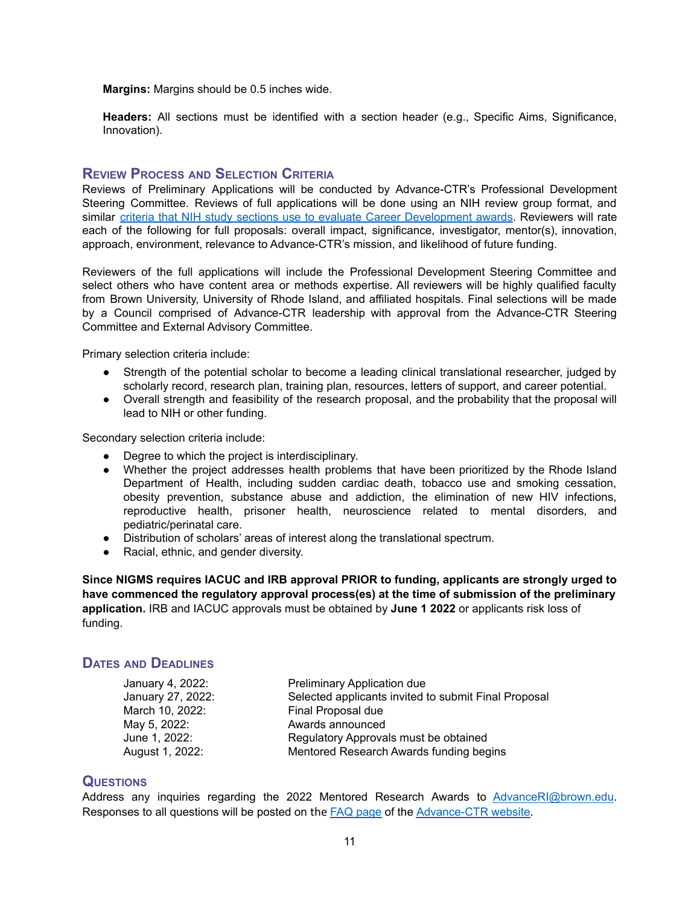**Margins:** Margins should be 0.5 inches wide.

**Headers:** All sections must be identified with a section header (e.g., Specific Aims, Significance, Innovation).

## Review Process and Selection Criteria

Reviews of Preliminary Applications will be conducted by Advance-CTR's Professional Development Steering Committee. Reviews of full applications will be done using an NIH review group format, and similar [criteria that NIH study sections use to evaluate Career Development awards](). Reviewers will rate each of the following for full proposals: overall impact, significance, investigator, mentor(s), innovation, approach, environment, relevance to Advance-CTR's mission, and likelihood of future funding.

Reviewers of the full applications will include the Professional Development Steering Committee and select others who have content area or methods expertise. All reviewers will be highly qualified faculty from Brown University, University of Rhode Island, and affiliated hospitals. Final selections will be made by a Council comprised of Advance-CTR leadership with approval from the Advance-CTR Steering Committee and External Advisory Committee.

Primary selection criteria include:

- Strength of the potential scholar to become a leading clinical translational researcher, judged by scholarly record, research plan, training plan, resources, letters of support, and career potential.
- Overall strength and feasibility of the research proposal, and the probability that the proposal will lead to NIH or other funding.

Secondary selection criteria include:

- Degree to which the project is interdisciplinary.
- Whether the project addresses health problems that have been prioritized by the Rhode Island Department of Health, including sudden cardiac death, tobacco use and smoking cessation, obesity prevention, substance abuse and addiction, the elimination of new HIV infections, reproductive health, prisoner health, neuroscience related to mental disorders, and pediatric/perinatal care.
- Distribution of scholars' areas of interest along the translational spectrum.
- Racial, ethnic, and gender diversity.

**Since NIGMS requires IACUC and IRB approval PRIOR to funding, applicants are strongly urged to have commenced the regulatory approval process(es) at the time of submission of the preliminary application.** IRB and IACUC approvals must be obtained by **June 1 2022** or applicants risk loss of funding.

## Dates and Deadlines

| | |
|---|---|
| January 4, 2022: | Preliminary Application due |
| January 27, 2022: | Selected applicants invited to submit Final Proposal |
| March 10, 2022: | Final Proposal due |
| May 5, 2022: | Awards announced |
| June 1, 2022: | Regulatory Approvals must be obtained |
| August 1, 2022: | Mentored Research Awards funding begins |

## Questions

Address any inquiries regarding the 2022 Mentored Research Awards to [AdvanceRI@brown.edu](mailto:AdvanceRI@brown.edu). Responses to all questions will be posted on the [FAQ page]() of the [Advance-CTR website]().